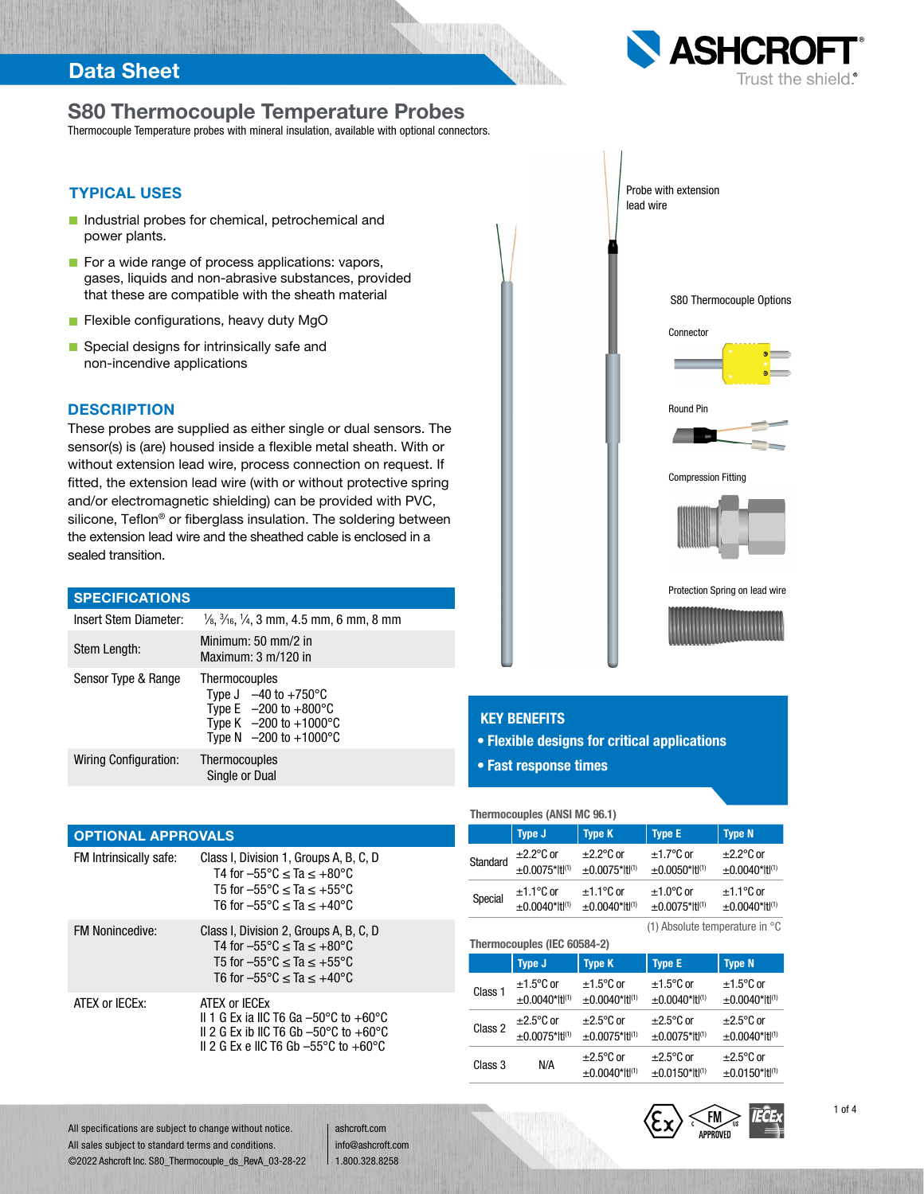Data Sheet

# S80 Thermocouple Temperature Probes

Thermocouple Temperature probes with mineral insulation, available with optional connectors.

## TYPICAL USES

- Industrial probes for chemical, petrochemical and power plants.
- For a wide range of process applications: vapors, gases, liquids and non-abrasive substances, provided that these are compatible with the sheath material
- Flexible configurations, heavy duty MgO
- Special designs for intrinsically safe and non-incendive applications

## DESCRIPTION

These probes are supplied as either single or dual sensors. The sensor(s) is (are) housed inside a flexible metal sheath. With or without extension lead wire, process connection on request. If fitted, the extension lead wire (with or without protective spring and/or electromagnetic shielding) can be provided with PVC, silicone, Teflon® or fiberglass insulation. The soldering between the extension lead wire and the sheathed cable is enclosed in a sealed transition.

## SPECIFICATIONS

| | |
|---|---|
| Insert Stem Diameter: | ⅛, 3/16, ¼, 3 mm, 4.5 mm, 6 mm, 8 mm |
| Stem Length: | Minimum: 50 mm/2 in<br>Maximum: 3 m/120 in |
| Sensor Type & Range | Thermocouples<br>Type J –40 to +750°C<br>Type E –200 to +800°C<br>Type K –200 to +1000°C<br>Type N –200 to +1000°C |
| Wiring Configuration: | Thermocouples<br>Single or Dual |

## OPTIONAL APPROVALS

| | |
|---|---|
| FM Intrinsically safe: | Class I, Division 1, Groups A, B, C, D<br>T4 for –55°C ≤ Ta ≤ +80°C<br>T5 for –55°C ≤ Ta ≤ +55°C<br>T6 for –55°C ≤ Ta ≤ +40°C |
| FM Nonincendive: | Class I, Division 2, Groups A, B, C, D<br>T4 for –55°C ≤ Ta ≤ +80°C<br>T5 for –55°C ≤ Ta ≤ +55°C<br>T6 for –55°C ≤ Ta ≤ +40°C |
| ATEX or IECEx: | ATEX or IECEx<br>II 1 G Ex ia IIC T6 Ga –50°C to +60°C<br>II 2 G Ex ib IIC T6 Gb –50°C to +60°C<br>II 2 G Ex e IIC T6 Gb –55°C to +60°C |

Probe with extension lead wire

S80 Thermocouple Options

Connector

Round Pin

Compression Fitting

Protection Spring on lead wire

## KEY BENEFITS

- **Flexible designs for critical applications**
- **Fast response times**

**Thermocouples (ANSI MC 96.1)**

| | Type J | Type K | Type E | Type N |
|---|---|---|---|---|
| Standard | ±2.2°C or ±0.0075*\|t\|[1] | ±2.2°C or ±0.0075*\|t\|[1] | ±1.7°C or ±0.0050*\|t\|[1] | ±2.2°C or ±0.0040*\|t\|[1] |
| Special | ±1.1°C or ±0.0040*\|t\|[1] | ±1.1°C or ±0.0040*\|t\|[1] | ±1.0°C or ±0.0075*\|t\|[1] | ±1.1°C or ±0.0040*\|t\|[1] |

(1) Absolute temperature in °C

**Thermocouples (IEC 60584-2)**

| | Type J | Type K | Type E | Type N |
|---|---|---|---|---|
| Class 1 | ±1.5°C or ±0.0040*\|t\|[1] | ±1.5°C or ±0.0040*\|t\|[1] | ±1.5°C or ±0.0040*\|t\|[1] | ±1.5°C or ±0.0040*\|t\|[1] |
| Class 2 | ±2.5°C or ±0.0075*\|t\|[1] | ±2.5°C or ±0.0075*\|t\|[1] | ±2.5°C or ±0.0075*\|t\|[1] | ±2.5°C or ±0.0040*\|t\|[1] |
| Class 3 | N/A | ±2.5°C or ±0.0040*\|t\|[1] | ±2.5°C or ±0.0150*\|t\|[1] | ±2.5°C or ±0.0150*\|t\|[1] |

All specifications are subject to change without notice.
All sales subject to standard terms and conditions.
©2022 Ashcroft Inc. S80_Thermocouple_ds_RevA_03-28-22

ashcroft.com
info@ashcroft.com
1.800.328.8258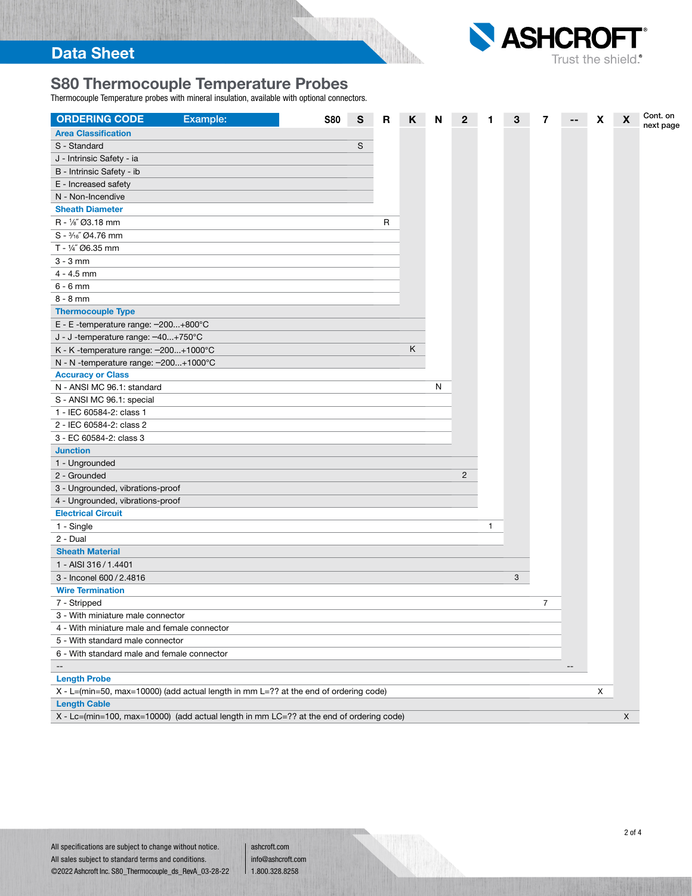# S80 Thermocouple Temperature Probes

Thermocouple Temperature probes with mineral insulation, available with optional connectors.

| ORDERING CODE Example: | S80 | S | R | K | N | 2 | 1 | 3 | 7 | -- | X | X |
|---|---|---|---|---|---|---|---|---|---|---|---|---|
| **Area Classification** | | | | | | | | | | | | |
| S - Standard | | S | | | | | | | | | | |
| J - Intrinsic Safety - ia | | | | | | | | | | | | |
| B - Intrinsic Safety - ib | | | | | | | | | | | | |
| E - Increased safety | | | | | | | | | | | | |
| N - Non-Incendive | | | | | | | | | | | | |
| **Sheath Diameter** | | | | | | | | | | | | |
| R - ⅛″ Ø3.18 mm | | | R | | | | | | | | | |
| S - 3/16″ Ø4.76 mm | | | | | | | | | | | | |
| T - ¼″ Ø6.35 mm | | | | | | | | | | | | |
| 3 - 3 mm | | | | | | | | | | | | |
| 4 - 4.5 mm | | | | | | | | | | | | |
| 6 - 6 mm | | | | | | | | | | | | |
| 8 - 8 mm | | | | | | | | | | | | |
| **Thermocouple Type** | | | | | | | | | | | | |
| E - E -temperature range: –200...+800°C | | | | | | | | | | | | |
| J - J -temperature range: –40...+750°C | | | | | | | | | | | | |
| K - K -temperature range: –200...+1000°C | | | | K | | | | | | | | |
| N - N -temperature range: –200...+1000°C | | | | | | | | | | | | |
| **Accuracy or Class** | | | | | | | | | | | | |
| N - ANSI MC 96.1: standard | | | | | N | | | | | | | |
| S - ANSI MC 96.1: special | | | | | | | | | | | | |
| 1 - IEC 60584-2: class 1 | | | | | | | | | | | | |
| 2 - IEC 60584-2: class 2 | | | | | | | | | | | | |
| 3 - EC 60584-2: class 3 | | | | | | | | | | | | |
| **Junction** | | | | | | | | | | | | |
| 1 - Ungrounded | | | | | | | | | | | | |
| 2 - Grounded | | | | | | 2 | | | | | | |
| 3 - Ungrounded, vibrations-proof | | | | | | | | | | | | |
| 4 - Ungrounded, vibrations-proof | | | | | | | | | | | | |
| **Electrical Circuit** | | | | | | | | | | | | |
| 1 - Single | | | | | | | 1 | | | | | |
| 2 - Dual | | | | | | | | | | | | |
| **Sheath Material** | | | | | | | | | | | | |
| 1 - AISI 316 / 1.4401 | | | | | | | | | | | | |
| 3 - Inconel 600 / 2.4816 | | | | | | | | 3 | | | | |
| **Wire Termination** | | | | | | | | | | | | |
| 7 - Stripped | | | | | | | | | 7 | | | |
| 3 - With miniature male connector | | | | | | | | | | | | |
| 4 - With miniature male and female connector | | | | | | | | | | | | |
| 5 - With standard male connector | | | | | | | | | | | | |
| 6 - With standard male and female connector | | | | | | | | | | | | |
| -- | | | | | | | | | | -- | | |
| **Length Probe** | | | | | | | | | | | | |
| X - L=(min=50, max=10000) (add actual length in mm L=?? at the end of ordering code) | | | | | | | | | | | X | |
| **Length Cable** | | | | | | | | | | | | |
| X - Lc=(min=100, max=10000) (add actual length in mm LC=?? at the end of ordering code) | | | | | | | | | | | | X |

Cont. on next page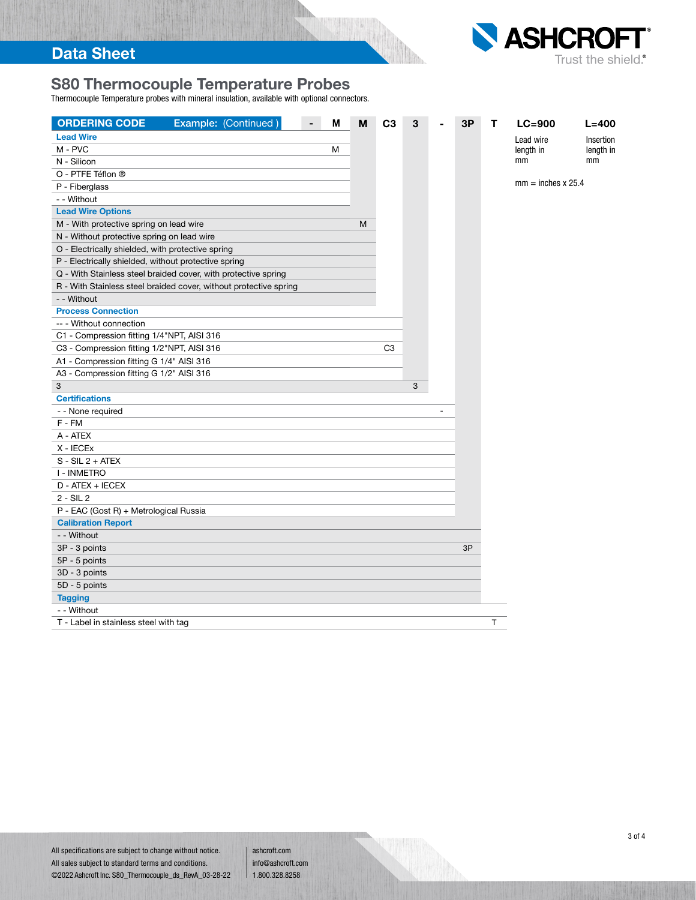# S80 Thermocouple Temperature Probes

Thermocouple Temperature probes with mineral insulation, available with optional connectors.

| ORDERING CODE Example: (Continued ) | - | M | M | C3 | 3 | - | 3P | T | LC=900 | L=400 |
|---|---|---|---|---|---|---|---|---|---|---|
| **Lead Wire** | | | | | | | | | Lead wire length in mm | Insertion length in mm |
| M - PVC | | M | | | | | | | | |
| N - Silicon | | | | | | | | | mm = inches x 25.4 | |
| O - PTFE Téflon ® | | | | | | | | | | |
| P - Fiberglass | | | | | | | | | | |
| - - Without | | | | | | | | | | |
| **Lead Wire Options** | | | | | | | | | | |
| M - With protective spring on lead wire | | | M | | | | | | | |
| N - Without protective spring on lead wire | | | | | | | | | | |
| O - Electrically shielded, with protective spring | | | | | | | | | | |
| P - Electrically shielded, without protective spring | | | | | | | | | | |
| Q - With Stainless steel braided cover, with protective spring | | | | | | | | | | |
| R - With Stainless steel braided cover, without protective spring | | | | | | | | | | |
| - - Without | | | | | | | | | | |
| **Process Connection** | | | | | | | | | | |
| -- - Without connection | | | | | | | | | | |
| C1 - Compression fitting 1/4"NPT, AISI 316 | | | | | | | | | | |
| C3 - Compression fitting 1/2"NPT, AISI 316 | | | | C3 | | | | | | |
| A1 - Compression fitting G 1/4" AISI 316 | | | | | | | | | | |
| A3 - Compression fitting G 1/2" AISI 316 | | | | | | | | | | |
| 3 | | | | | 3 | | | | | |
| **Certifications** | | | | | | | | | | |
| - - None required | | | | | | - | | | | |
| F - FM | | | | | | | | | | |
| A - ATEX | | | | | | | | | | |
| X - IECEx | | | | | | | | | | |
| S - SIL 2 + ATEX | | | | | | | | | | |
| I - INMETRO | | | | | | | | | | |
| D - ATEX + IECEX | | | | | | | | | | |
| 2 - SIL 2 | | | | | | | | | | |
| P - EAC (Gost R) + Metrological Russia | | | | | | | | | | |
| **Calibration Report** | | | | | | | | | | |
| - - Without | | | | | | | | | | |
| 3P - 3 points | | | | | | | 3P | | | |
| 5P - 5 points | | | | | | | | | | |
| 3D - 3 points | | | | | | | | | | |
| 5D - 5 points | | | | | | | | | | |
| **Tagging** | | | | | | | | | | |
| - - Without | | | | | | | | | | |
| T - Label in stainless steel with tag | | | | | | | | T | | |

All specifications are subject to change without notice.
All sales subject to standard terms and conditions.
©2022 Ashcroft Inc. S80_Thermocouple_ds_RevA_03-28-22

ashcroft.com
info@ashcroft.com
1.800.328.8258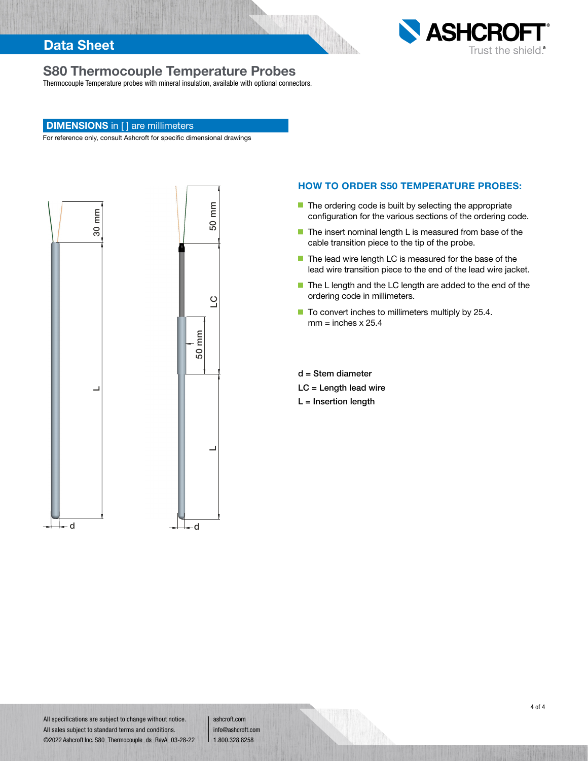## Data Sheet

# S80 Thermocouple Temperature Probes

Thermocouple Temperature probes with mineral insulation, available with optional connectors.

## DIMENSIONS in [ ] are millimeters

For reference only, consult Ashcroft for specific dimensional drawings

30 mm

L

d

50 mm

LC

50 mm

L

d

### HOW TO ORDER S50 TEMPERATURE PROBES:

- The ordering code is built by selecting the appropriate configuration for the various sections of the ordering code.
- The insert nominal length L is measured from base of the cable transition piece to the tip of the probe.
- The lead wire length LC is measured for the base of the lead wire transition piece to the end of the lead wire jacket.
- The L length and the LC length are added to the end of the ordering code in millimeters.
- To convert inches to millimeters multiply by 25.4.
  mm = inches x 25.4

d = Stem diameter
LC = Length lead wire
L = Insertion length

All specifications are subject to change without notice.
All sales subject to standard terms and conditions.
©2022 Ashcroft Inc. S80_Thermocouple_ds_RevA_03-28-22

ashcroft.com
info@ashcroft.com
1.800.328.8258